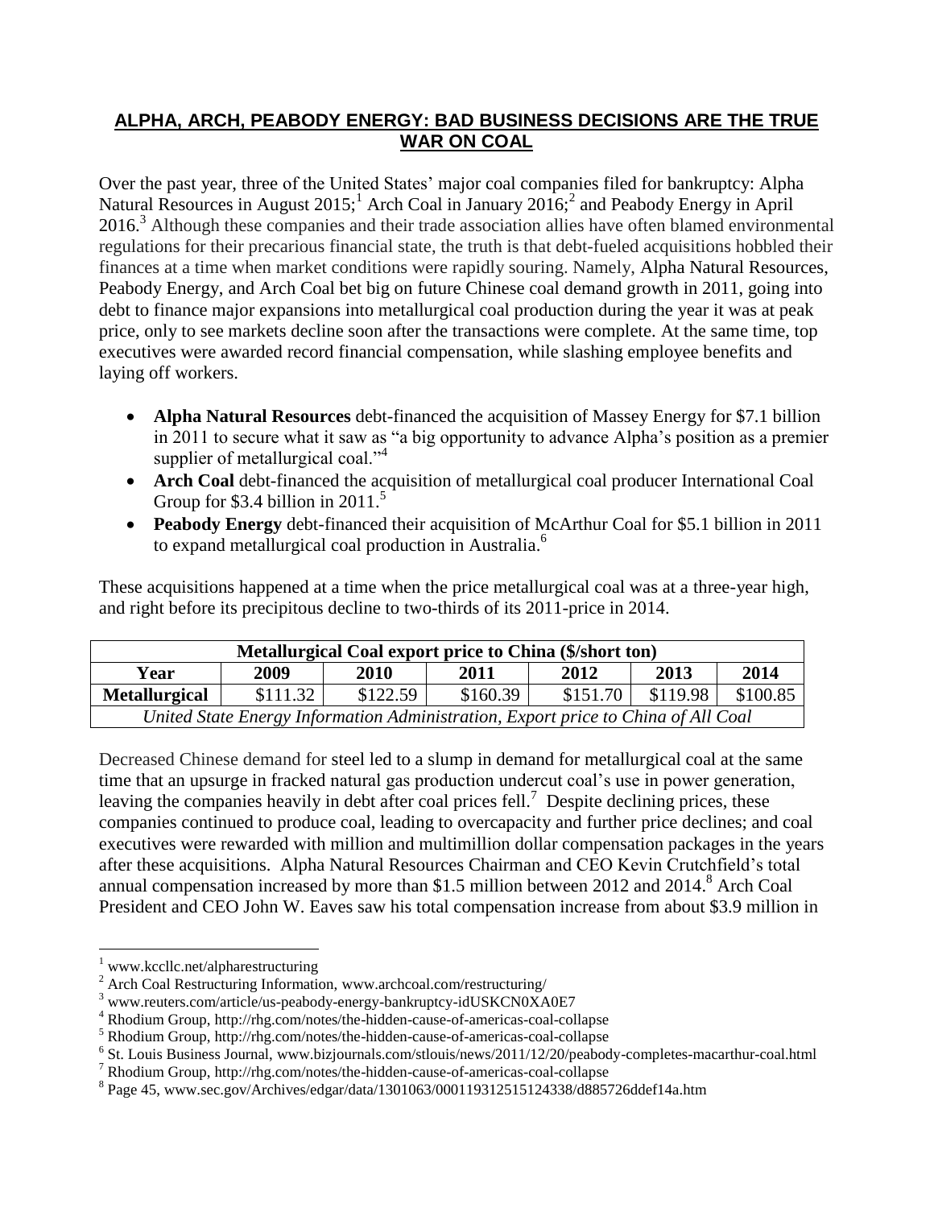## ALPHA, ARCH, PEABODY ENERGY: BAD BUSINESS DECISIONS ARE THE TRUE WAR ON COAL

Over the past year, three of the United States' major coal companies filed for bankruptcy: Alpha Natural Resources in August 2015;[1] Arch Coal in January 2016;[2] and Peabody Energy in April 2016.[3] Although these companies and their trade association allies have often blamed environmental regulations for their precarious financial state, the truth is that debt-fueled acquisitions hobbled their finances at a time when market conditions were rapidly souring. Namely, Alpha Natural Resources, Peabody Energy, and Arch Coal bet big on future Chinese coal demand growth in 2011, going into debt to finance major expansions into metallurgical coal production during the year it was at peak price, only to see markets decline soon after the transactions were complete. At the same time, top executives were awarded record financial compensation, while slashing employee benefits and laying off workers.

- **Alpha Natural Resources** debt-financed the acquisition of Massey Energy for $7.1 billion in 2011 to secure what it saw as "a big opportunity to advance Alpha's position as a premier supplier of metallurgical coal."[4]
- **Arch Coal** debt-financed the acquisition of metallurgical coal producer International Coal Group for $3.4 billion in 2011.[5]
- **Peabody Energy** debt-financed their acquisition of McArthur Coal for $5.1 billion in 2011 to expand metallurgical coal production in Australia.[6]

These acquisitions happened at a time when the price metallurgical coal was at a three-year high, and right before its precipitous decline to two-thirds of its 2011-price in 2014.

| Metallurgical Coal export price to China ($/short ton) | | | | | | |
|---|---|---|---|---|---|---|
| **Year** | **2009** | **2010** | **2011** | **2012** | **2013** | **2014** |
| **Metallurgical** | $111.32 | $122.59 | $160.39 | $151.70 | $119.98 | $100.85 |
| *United State Energy Information Administration, Export price to China of All Coal* | | | | | | |

Decreased Chinese demand for steel led to a slump in demand for metallurgical coal at the same time that an upsurge in fracked natural gas production undercut coal's use in power generation, leaving the companies heavily in debt after coal prices fell.[7] Despite declining prices, these companies continued to produce coal, leading to overcapacity and further price declines; and coal executives were rewarded with million and multimillion dollar compensation packages in the years after these acquisitions. Alpha Natural Resources Chairman and CEO Kevin Crutchfield's total annual compensation increased by more than $1.5 million between 2012 and 2014.[8] Arch Coal President and CEO John W. Eaves saw his total compensation increase from about $3.9 million in

---

[1] www.kccllc.net/alpharestructuring

[2] Arch Coal Restructuring Information, www.archcoal.com/restructuring/

[3] www.reuters.com/article/us-peabody-energy-bankruptcy-idUSKCN0XA0E7

[4] Rhodium Group, http://rhg.com/notes/the-hidden-cause-of-americas-coal-collapse

[5] Rhodium Group, http://rhg.com/notes/the-hidden-cause-of-americas-coal-collapse

[6] St. Louis Business Journal, www.bizjournals.com/stlouis/news/2011/12/20/peabody-completes-macarthur-coal.html

[7] Rhodium Group, http://rhg.com/notes/the-hidden-cause-of-americas-coal-collapse

[8] Page 45, www.sec.gov/Archives/edgar/data/1301063/000119312515124338/d885726ddef14a.htm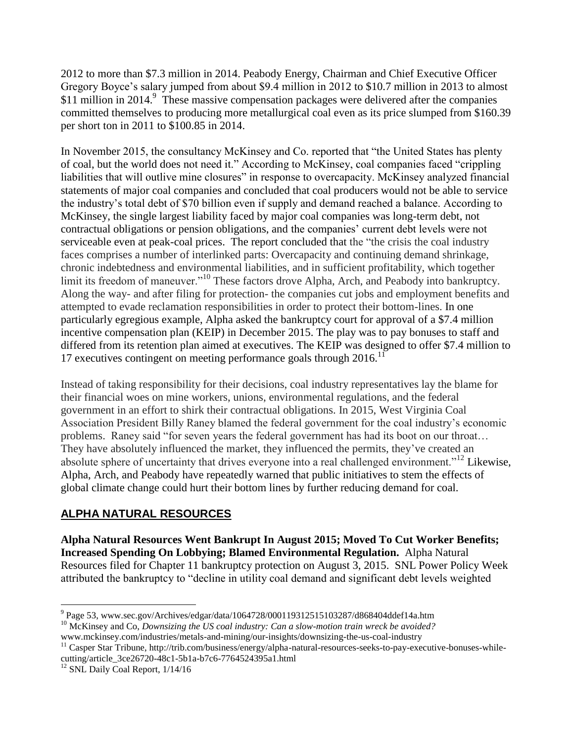2012 to more than $7.3 million in 2014. Peabody Energy, Chairman and Chief Executive Officer Gregory Boyce's salary jumped from about $9.4 million in 2012 to $10.7 million in 2013 to almost $11 million in 2014.[9] These massive compensation packages were delivered after the companies committed themselves to producing more metallurgical coal even as its price slumped from $160.39 per short ton in 2011 to $100.85 in 2014.

In November 2015, the consultancy McKinsey and Co. reported that "the United States has plenty of coal, but the world does not need it." According to McKinsey, coal companies faced "crippling liabilities that will outlive mine closures" in response to overcapacity. McKinsey analyzed financial statements of major coal companies and concluded that coal producers would not be able to service the industry's total debt of $70 billion even if supply and demand reached a balance. According to McKinsey, the single largest liability faced by major coal companies was long-term debt, not contractual obligations or pension obligations, and the companies' current debt levels were not serviceable even at peak-coal prices. The report concluded that the "the crisis the coal industry faces comprises a number of interlinked parts: Overcapacity and continuing demand shrinkage, chronic indebtedness and environmental liabilities, and in sufficient profitability, which together limit its freedom of maneuver."[10] These factors drove Alpha, Arch, and Peabody into bankruptcy. Along the way- and after filing for protection- the companies cut jobs and employment benefits and attempted to evade reclamation responsibilities in order to protect their bottom-lines. In one particularly egregious example, Alpha asked the bankruptcy court for approval of a $7.4 million incentive compensation plan (KEIP) in December 2015. The play was to pay bonuses to staff and differed from its retention plan aimed at executives. The KEIP was designed to offer $7.4 million to 17 executives contingent on meeting performance goals through 2016.[11]

Instead of taking responsibility for their decisions, coal industry representatives lay the blame for their financial woes on mine workers, unions, environmental regulations, and the federal government in an effort to shirk their contractual obligations. In 2015, West Virginia Coal Association President Billy Raney blamed the federal government for the coal industry's economic problems. Raney said "for seven years the federal government has had its boot on our throat… They have absolutely influenced the market, they influenced the permits, they've created an absolute sphere of uncertainty that drives everyone into a real challenged environment."[12] Likewise, Alpha, Arch, and Peabody have repeatedly warned that public initiatives to stem the effects of global climate change could hurt their bottom lines by further reducing demand for coal.

## ALPHA NATURAL RESOURCES

**Alpha Natural Resources Went Bankrupt In August 2015; Moved To Cut Worker Benefits; Increased Spending On Lobbying; Blamed Environmental Regulation.** Alpha Natural Resources filed for Chapter 11 bankruptcy protection on August 3, 2015. SNL Power Policy Week attributed the bankruptcy to "decline in utility coal demand and significant debt levels weighted

---

[9] Page 53, www.sec.gov/Archives/edgar/data/1064728/000119312515103287/d868404ddef14a.htm

[10] McKinsey and Co, *Downsizing the US coal industry: Can a slow-motion train wreck be avoided?* www.mckinsey.com/industries/metals-and-mining/our-insights/downsizing-the-us-coal-industry

[11] Casper Star Tribune, http://trib.com/business/energy/alpha-natural-resources-seeks-to-pay-executive-bonuses-while-cutting/article_3ce26720-48c1-5b1a-b7c6-7764524395a1.html

[12] SNL Daily Coal Report, 1/14/16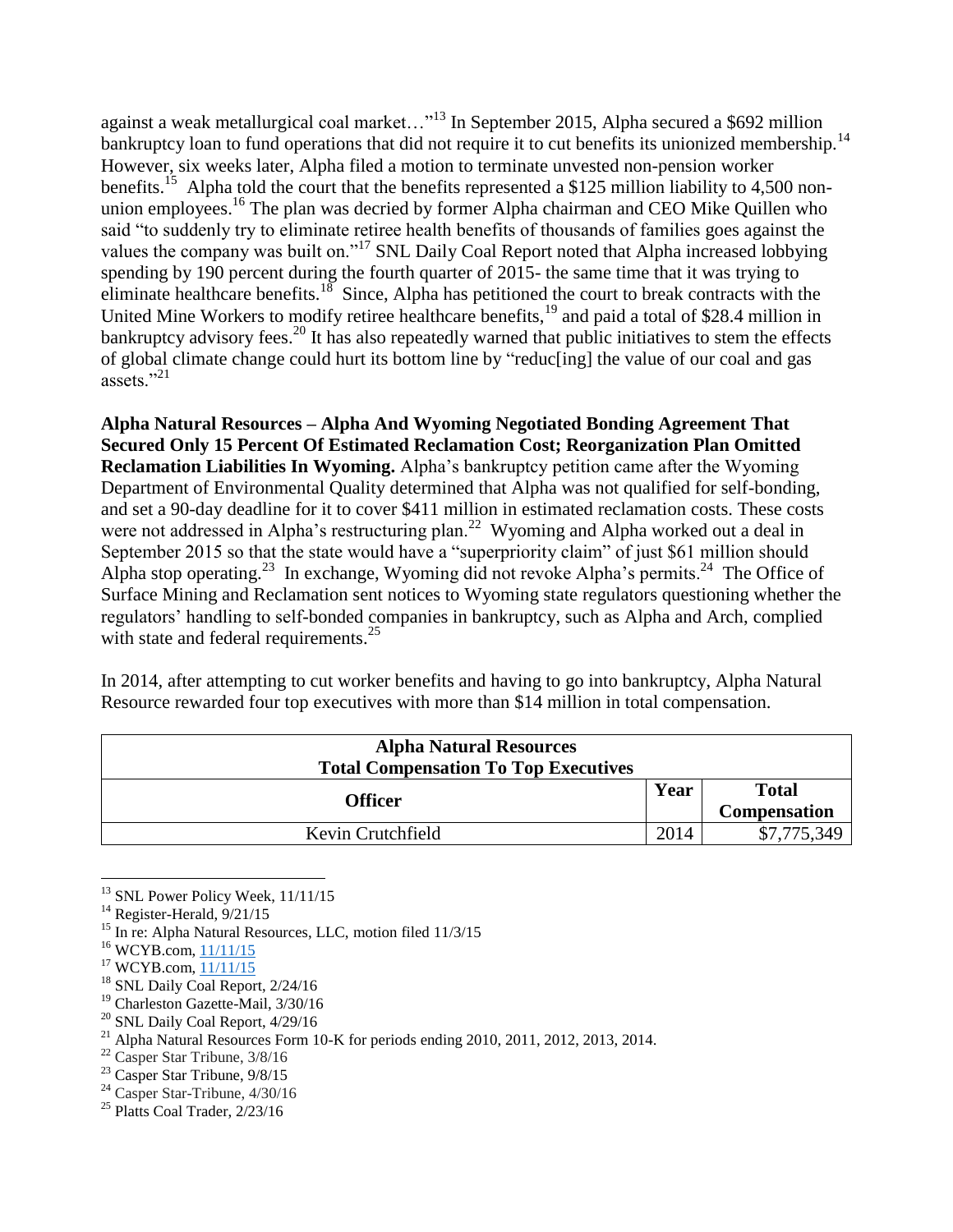against a weak metallurgical coal market…"[13] In September 2015, Alpha secured a $692 million bankruptcy loan to fund operations that did not require it to cut benefits its unionized membership.[14] However, six weeks later, Alpha filed a motion to terminate unvested non-pension worker benefits.[15] Alpha told the court that the benefits represented a $125 million liability to 4,500 non-union employees.[16] The plan was decried by former Alpha chairman and CEO Mike Quillen who said "to suddenly try to eliminate retiree health benefits of thousands of families goes against the values the company was built on."[17] SNL Daily Coal Report noted that Alpha increased lobbying spending by 190 percent during the fourth quarter of 2015- the same time that it was trying to eliminate healthcare benefits.[18] Since, Alpha has petitioned the court to break contracts with the United Mine Workers to modify retiree healthcare benefits,[19] and paid a total of $28.4 million in bankruptcy advisory fees.[20] It has also repeatedly warned that public initiatives to stem the effects of global climate change could hurt its bottom line by "reduc[ing] the value of our coal and gas assets."[21]

**Alpha Natural Resources – Alpha And Wyoming Negotiated Bonding Agreement That Secured Only 15 Percent Of Estimated Reclamation Cost; Reorganization Plan Omitted Reclamation Liabilities In Wyoming.** Alpha's bankruptcy petition came after the Wyoming Department of Environmental Quality determined that Alpha was not qualified for self-bonding, and set a 90-day deadline for it to cover $411 million in estimated reclamation costs. These costs were not addressed in Alpha's restructuring plan.[22] Wyoming and Alpha worked out a deal in September 2015 so that the state would have a "superpriority claim" of just $61 million should Alpha stop operating.[23] In exchange, Wyoming did not revoke Alpha's permits.[24] The Office of Surface Mining and Reclamation sent notices to Wyoming state regulators questioning whether the regulators' handling to self-bonded companies in bankruptcy, such as Alpha and Arch, complied with state and federal requirements.[25]

In 2014, after attempting to cut worker benefits and having to go into bankruptcy, Alpha Natural Resource rewarded four top executives with more than $14 million in total compensation.

| **Alpha Natural Resources<br>Total Compensation To Top Executives** | | |
|---|---|---|
| **Officer** | **Year** | **Total Compensation** |
| Kevin Crutchfield | 2014 | $7,775,349 |

[13] SNL Power Policy Week, 11/11/15
[14] Register-Herald, 9/21/15
[15] In re: Alpha Natural Resources, LLC, motion filed 11/3/15
[16] WCYB.com, 11/11/15
[17] WCYB.com, 11/11/15
[18] SNL Daily Coal Report, 2/24/16
[19] Charleston Gazette-Mail, 3/30/16
[20] SNL Daily Coal Report, 4/29/16
[21] Alpha Natural Resources Form 10-K for periods ending 2010, 2011, 2012, 2013, 2014.
[22] Casper Star Tribune, 3/8/16
[23] Casper Star Tribune, 9/8/15
[24] Casper Star-Tribune, 4/30/16
[25] Platts Coal Trader, 2/23/16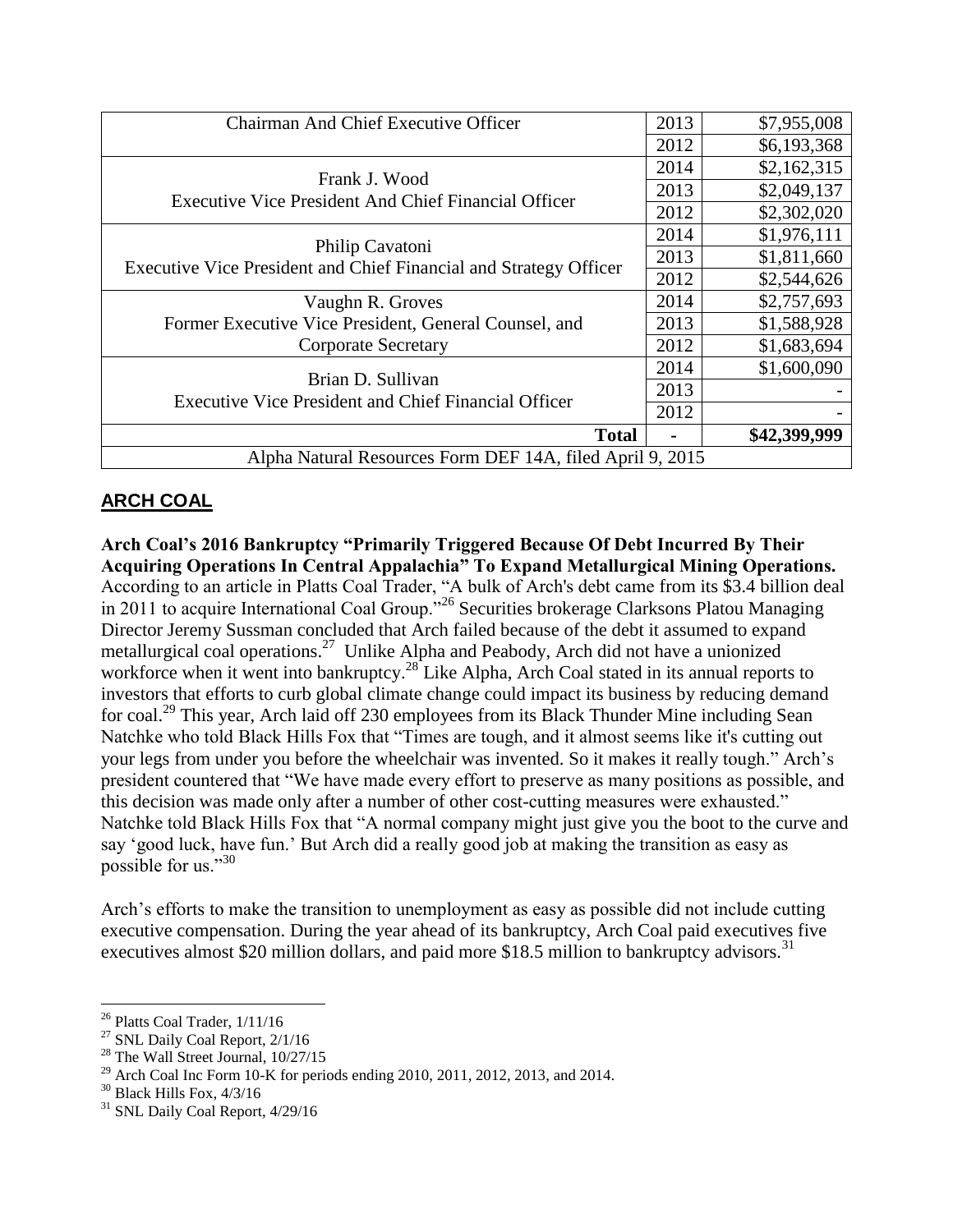| | | |
|---|---|---|
| Chairman And Chief Executive Officer | 2013 | \$7,955,008 |
| | 2012 | \$6,193,368 |
| Frank J. Wood<br>Executive Vice President And Chief Financial Officer | 2014 | \$2,162,315 |
| | 2013 | \$2,049,137 |
| | 2012 | \$2,302,020 |
| Philip Cavatoni<br>Executive Vice President and Chief Financial and Strategy Officer | 2014 | \$1,976,111 |
| | 2013 | \$1,811,660 |
| | 2012 | \$2,544,626 |
| Vaughn R. Groves<br>Former Executive Vice President, General Counsel, and Corporate Secretary | 2014 | \$2,757,693 |
| | 2013 | \$1,588,928 |
| | 2012 | \$1,683,694 |
| Brian D. Sullivan<br>Executive Vice President and Chief Financial Officer | 2014 | \$1,600,090 |
| | 2013 | - |
| | 2012 | - |
| **Total** | - | **\$42,399,999** |
| Alpha Natural Resources Form DEF 14A, filed April 9, 2015 | | |

## ARCH COAL

**Arch Coal's 2016 Bankruptcy "Primarily Triggered Because Of Debt Incurred By Their Acquiring Operations In Central Appalachia" To Expand Metallurgical Mining Operations.** According to an article in Platts Coal Trader, "A bulk of Arch's debt came from its \$3.4 billion deal in 2011 to acquire International Coal Group."[26] Securities brokerage Clarksons Platou Managing Director Jeremy Sussman concluded that Arch failed because of the debt it assumed to expand metallurgical coal operations.[27] Unlike Alpha and Peabody, Arch did not have a unionized workforce when it went into bankruptcy.[28] Like Alpha, Arch Coal stated in its annual reports to investors that efforts to curb global climate change could impact its business by reducing demand for coal.[29] This year, Arch laid off 230 employees from its Black Thunder Mine including Sean Natchke who told Black Hills Fox that "Times are tough, and it almost seems like it's cutting out your legs from under you before the wheelchair was invented. So it makes it really tough." Arch's president countered that "We have made every effort to preserve as many positions as possible, and this decision was made only after a number of other cost-cutting measures were exhausted." Natchke told Black Hills Fox that "A normal company might just give you the boot to the curve and say 'good luck, have fun.' But Arch did a really good job at making the transition as easy as possible for us."[30]

Arch's efforts to make the transition to unemployment as easy as possible did not include cutting executive compensation. During the year ahead of its bankruptcy, Arch Coal paid executives five executives almost \$20 million dollars, and paid more \$18.5 million to bankruptcy advisors.[31]

---

[26] Platts Coal Trader, 1/11/16

[27] SNL Daily Coal Report, 2/1/16

[28] The Wall Street Journal, 10/27/15

[29] Arch Coal Inc Form 10-K for periods ending 2010, 2011, 2012, 2013, and 2014.

[30] Black Hills Fox, 4/3/16

[31] SNL Daily Coal Report, 4/29/16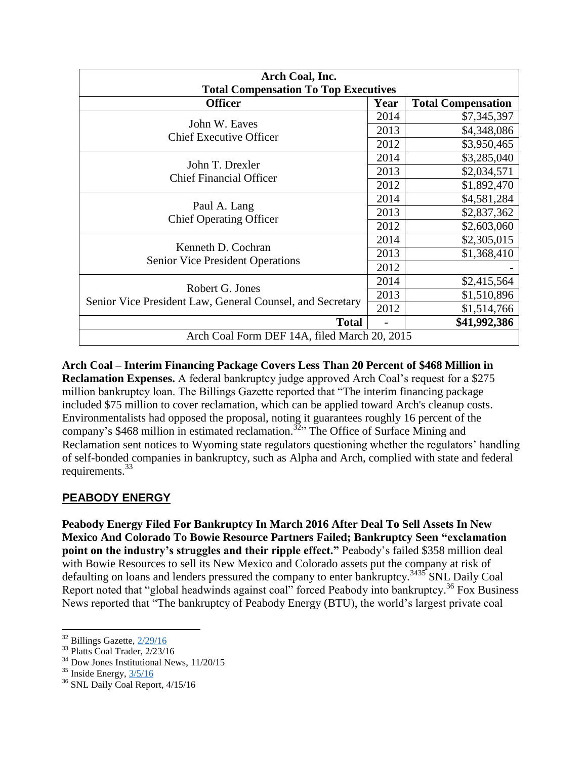| Arch Coal, Inc.<br>Total Compensation To Top Executives | | |
|---|---|---|
| **Officer** | **Year** | **Total Compensation** |
| John W. Eaves<br>Chief Executive Officer | 2014 | $7,345,397 |
| | 2013 | $4,348,086 |
| | 2012 | $3,950,465 |
| John T. Drexler<br>Chief Financial Officer | 2014 | $3,285,040 |
| | 2013 | $2,034,571 |
| | 2012 | $1,892,470 |
| Paul A. Lang<br>Chief Operating Officer | 2014 | $4,581,284 |
| | 2013 | $2,837,362 |
| | 2012 | $2,603,060 |
| Kenneth D. Cochran<br>Senior Vice President Operations | 2014 | $2,305,015 |
| | 2013 | $1,368,410 |
| | 2012 | - |
| Robert G. Jones<br>Senior Vice President Law, General Counsel, and Secretary | 2014 | $2,415,564 |
| | 2013 | $1,510,896 |
| | 2012 | $1,514,766 |
| **Total** | - | **$41,992,386** |
| Arch Coal Form DEF 14A, filed March 20, 2015 | | |

**Arch Coal – Interim Financing Package Covers Less Than 20 Percent of $468 Million in Reclamation Expenses.** A federal bankruptcy judge approved Arch Coal's request for a $275 million bankruptcy loan. The Billings Gazette reported that "The interim financing package included $75 million to cover reclamation, which can be applied toward Arch's cleanup costs. Environmentalists had opposed the proposal, noting it guarantees roughly 16 percent of the company's $468 million in estimated reclamation.[32]" The Office of Surface Mining and Reclamation sent notices to Wyoming state regulators questioning whether the regulators' handling of self-bonded companies in bankruptcy, such as Alpha and Arch, complied with state and federal requirements.[33]

## PEABODY ENERGY

**Peabody Energy Filed For Bankruptcy In March 2016 After Deal To Sell Assets In New Mexico And Colorado To Bowie Resource Partners Failed; Bankruptcy Seen "exclamation point on the industry's struggles and their ripple effect."** Peabody's failed $358 million deal with Bowie Resources to sell its New Mexico and Colorado assets put the company at risk of defaulting on loans and lenders pressured the company to enter bankruptcy.[34][35] SNL Daily Coal Report noted that "global headwinds against coal" forced Peabody into bankruptcy.[36] Fox Business News reported that "The bankruptcy of Peabody Energy (BTU), the world's largest private coal

[32] Billings Gazette, 2/29/16
[33] Platts Coal Trader, 2/23/16
[34] Dow Jones Institutional News, 11/20/15
[35] Inside Energy, 3/5/16
[36] SNL Daily Coal Report, 4/15/16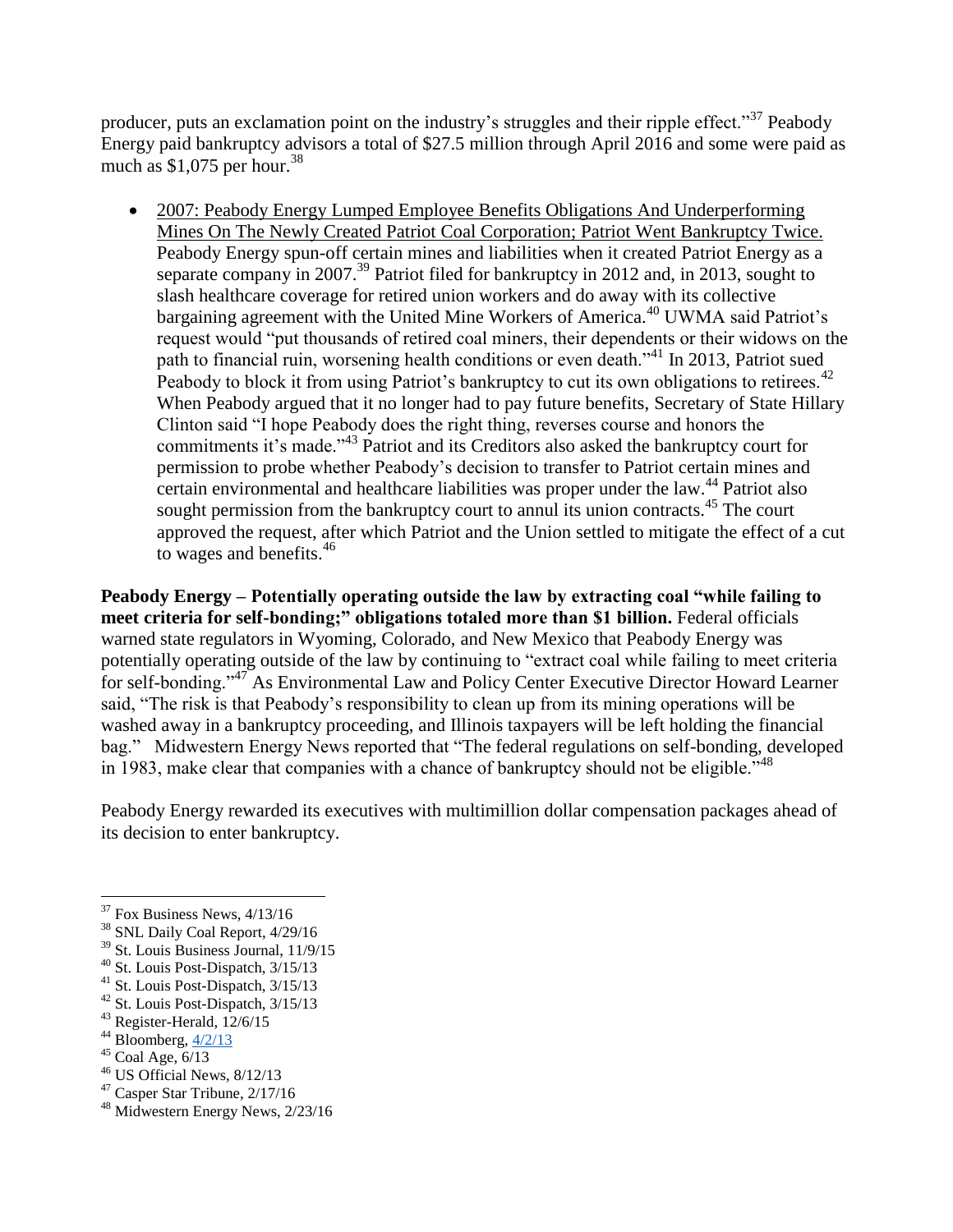producer, puts an exclamation point on the industry's struggles and their ripple effect."[37] Peabody Energy paid bankruptcy advisors a total of $27.5 million through April 2016 and some were paid as much as $1,075 per hour.[38]

- 2007: Peabody Energy Lumped Employee Benefits Obligations And Underperforming Mines On The Newly Created Patriot Coal Corporation; Patriot Went Bankruptcy Twice. Peabody Energy spun-off certain mines and liabilities when it created Patriot Energy as a separate company in 2007.[39] Patriot filed for bankruptcy in 2012 and, in 2013, sought to slash healthcare coverage for retired union workers and do away with its collective bargaining agreement with the United Mine Workers of America.[40] UWMA said Patriot's request would "put thousands of retired coal miners, their dependents or their widows on the path to financial ruin, worsening health conditions or even death."[41] In 2013, Patriot sued Peabody to block it from using Patriot's bankruptcy to cut its own obligations to retirees.[42] When Peabody argued that it no longer had to pay future benefits, Secretary of State Hillary Clinton said "I hope Peabody does the right thing, reverses course and honors the commitments it's made."[43] Patriot and its Creditors also asked the bankruptcy court for permission to probe whether Peabody's decision to transfer to Patriot certain mines and certain environmental and healthcare liabilities was proper under the law.[44] Patriot also sought permission from the bankruptcy court to annul its union contracts.[45] The court approved the request, after which Patriot and the Union settled to mitigate the effect of a cut to wages and benefits.[46]

**Peabody Energy – Potentially operating outside the law by extracting coal "while failing to meet criteria for self-bonding;" obligations totaled more than $1 billion.** Federal officials warned state regulators in Wyoming, Colorado, and New Mexico that Peabody Energy was potentially operating outside of the law by continuing to "extract coal while failing to meet criteria for self-bonding."[47] As Environmental Law and Policy Center Executive Director Howard Learner said, "The risk is that Peabody's responsibility to clean up from its mining operations will be washed away in a bankruptcy proceeding, and Illinois taxpayers will be left holding the financial bag." Midwestern Energy News reported that "The federal regulations on self-bonding, developed in 1983, make clear that companies with a chance of bankruptcy should not be eligible."[48]

Peabody Energy rewarded its executives with multimillion dollar compensation packages ahead of its decision to enter bankruptcy.

---

[37] Fox Business News, 4/13/16
[38] SNL Daily Coal Report, 4/29/16
[39] St. Louis Business Journal, 11/9/15
[40] St. Louis Post-Dispatch, 3/15/13
[41] St. Louis Post-Dispatch, 3/15/13
[42] St. Louis Post-Dispatch, 3/15/13
[43] Register-Herald, 12/6/15
[44] Bloomberg, 4/2/13
[45] Coal Age, 6/13
[46] US Official News, 8/12/13
[47] Casper Star Tribune, 2/17/16
[48] Midwestern Energy News, 2/23/16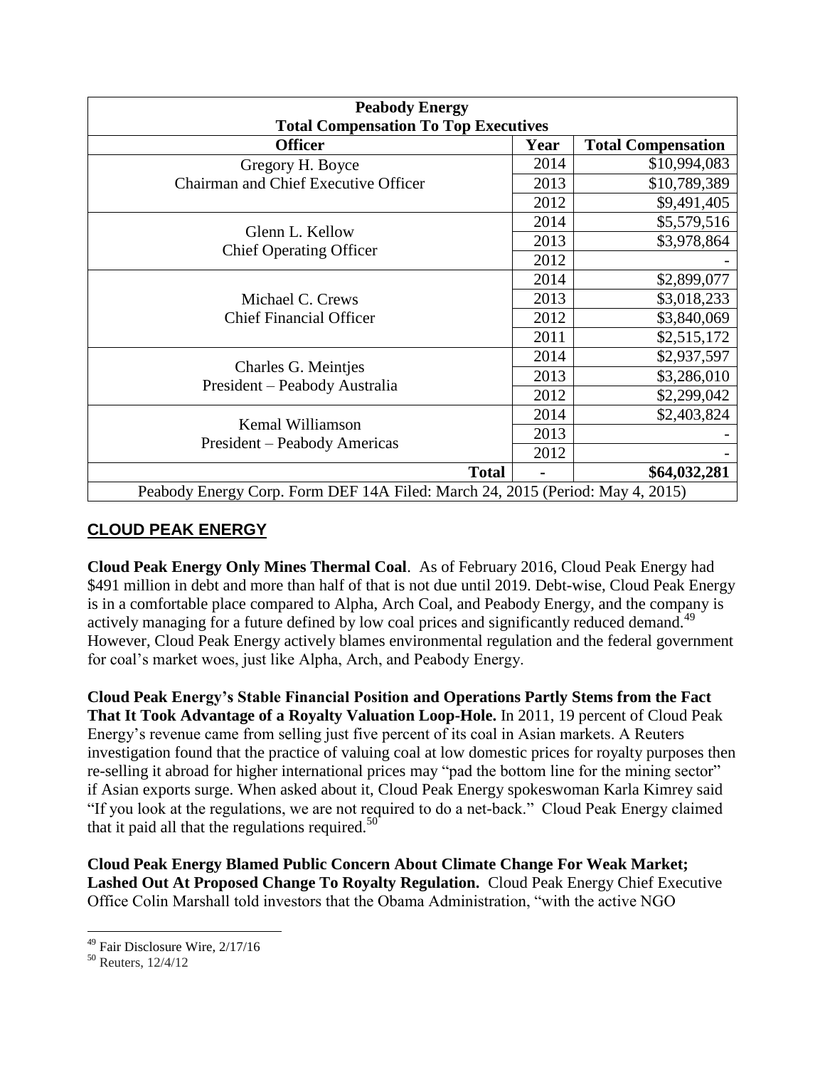| Peabody Energy<br>Total Compensation To Top Executives | | |
|---|---|---|
| **Officer** | **Year** | **Total Compensation** |
| Gregory H. Boyce<br>Chairman and Chief Executive Officer | 2014 | $10,994,083 |
| | 2013 | $10,789,389 |
| | 2012 | $9,491,405 |
| Glenn L. Kellow<br>Chief Operating Officer | 2014 | $5,579,516 |
| | 2013 | $3,978,864 |
| | 2012 | - |
| Michael C. Crews<br>Chief Financial Officer | 2014 | $2,899,077 |
| | 2013 | $3,018,233 |
| | 2012 | $3,840,069 |
| | 2011 | $2,515,172 |
| Charles G. Meintjes<br>President – Peabody Australia | 2014 | $2,937,597 |
| | 2013 | $3,286,010 |
| | 2012 | $2,299,042 |
| Kemal Williamson<br>President – Peabody Americas | 2014 | $2,403,824 |
| | 2013 | - |
| | 2012 | - |
| **Total** | **-** | **$64,032,281** |
| Peabody Energy Corp. Form DEF 14A Filed: March 24, 2015 (Period: May 4, 2015) | | |

## CLOUD PEAK ENERGY

**Cloud Peak Energy Only Mines Thermal Coal**. As of February 2016, Cloud Peak Energy had $491 million in debt and more than half of that is not due until 2019. Debt-wise, Cloud Peak Energy is in a comfortable place compared to Alpha, Arch Coal, and Peabody Energy, and the company is actively managing for a future defined by low coal prices and significantly reduced demand.[49] However, Cloud Peak Energy actively blames environmental regulation and the federal government for coal's market woes, just like Alpha, Arch, and Peabody Energy.

**Cloud Peak Energy's Stable Financial Position and Operations Partly Stems from the Fact That It Took Advantage of a Royalty Valuation Loop-Hole.** In 2011, 19 percent of Cloud Peak Energy's revenue came from selling just five percent of its coal in Asian markets. A Reuters investigation found that the practice of valuing coal at low domestic prices for royalty purposes then re-selling it abroad for higher international prices may "pad the bottom line for the mining sector" if Asian exports surge. When asked about it, Cloud Peak Energy spokeswoman Karla Kimrey said "If you look at the regulations, we are not required to do a net-back." Cloud Peak Energy claimed that it paid all that the regulations required.[50]

**Cloud Peak Energy Blamed Public Concern About Climate Change For Weak Market; Lashed Out At Proposed Change To Royalty Regulation.** Cloud Peak Energy Chief Executive Office Colin Marshall told investors that the Obama Administration, "with the active NGO

[49] Fair Disclosure Wire, 2/17/16

[50] Reuters, 12/4/12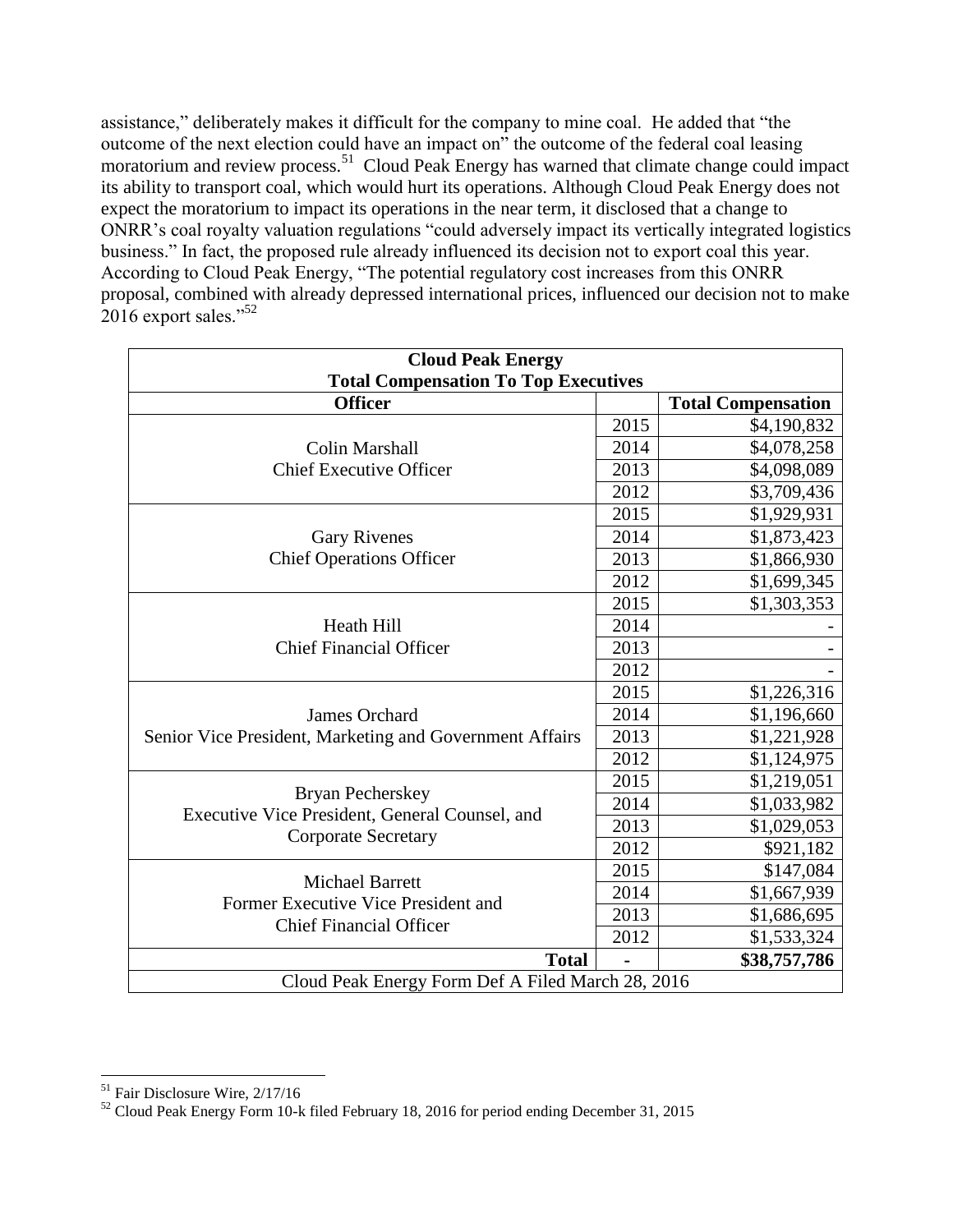assistance," deliberately makes it difficult for the company to mine coal. He added that "the outcome of the next election could have an impact on" the outcome of the federal coal leasing moratorium and review process.[51] Cloud Peak Energy has warned that climate change could impact its ability to transport coal, which would hurt its operations. Although Cloud Peak Energy does not expect the moratorium to impact its operations in the near term, it disclosed that a change to ONRR's coal royalty valuation regulations "could adversely impact its vertically integrated logistics business." In fact, the proposed rule already influenced its decision not to export coal this year. According to Cloud Peak Energy, "The potential regulatory cost increases from this ONRR proposal, combined with already depressed international prices, influenced our decision not to make 2016 export sales."[52]

| Cloud Peak Energy<br>Total Compensation To Top Executives | | |
|---|---|---|
| **Officer** | | **Total Compensation** |
| Colin Marshall<br>Chief Executive Officer | 2015 | $4,190,832 |
| | 2014 | $4,078,258 |
| | 2013 | $4,098,089 |
| | 2012 | $3,709,436 |
| Gary Rivenes<br>Chief Operations Officer | 2015 | $1,929,931 |
| | 2014 | $1,873,423 |
| | 2013 | $1,866,930 |
| | 2012 | $1,699,345 |
| Heath Hill<br>Chief Financial Officer | 2015 | $1,303,353 |
| | 2014 | - |
| | 2013 | - |
| | 2012 | - |
| James Orchard<br>Senior Vice President, Marketing and Government Affairs | 2015 | $1,226,316 |
| | 2014 | $1,196,660 |
| | 2013 | $1,221,928 |
| | 2012 | $1,124,975 |
| Bryan Pecherskey<br>Executive Vice President, General Counsel, and Corporate Secretary | 2015 | $1,219,051 |
| | 2014 | $1,033,982 |
| | 2013 | $1,029,053 |
| | 2012 | $921,182 |
| Michael Barrett<br>Former Executive Vice President and Chief Financial Officer | 2015 | $147,084 |
| | 2014 | $1,667,939 |
| | 2013 | $1,686,695 |
| | 2012 | $1,533,324 |
| **Total** | - | **$38,757,786** |
| Cloud Peak Energy Form Def A Filed March 28, 2016 | | |

[51] Fair Disclosure Wire, 2/17/16

[52] Cloud Peak Energy Form 10-k filed February 18, 2016 for period ending December 31, 2015